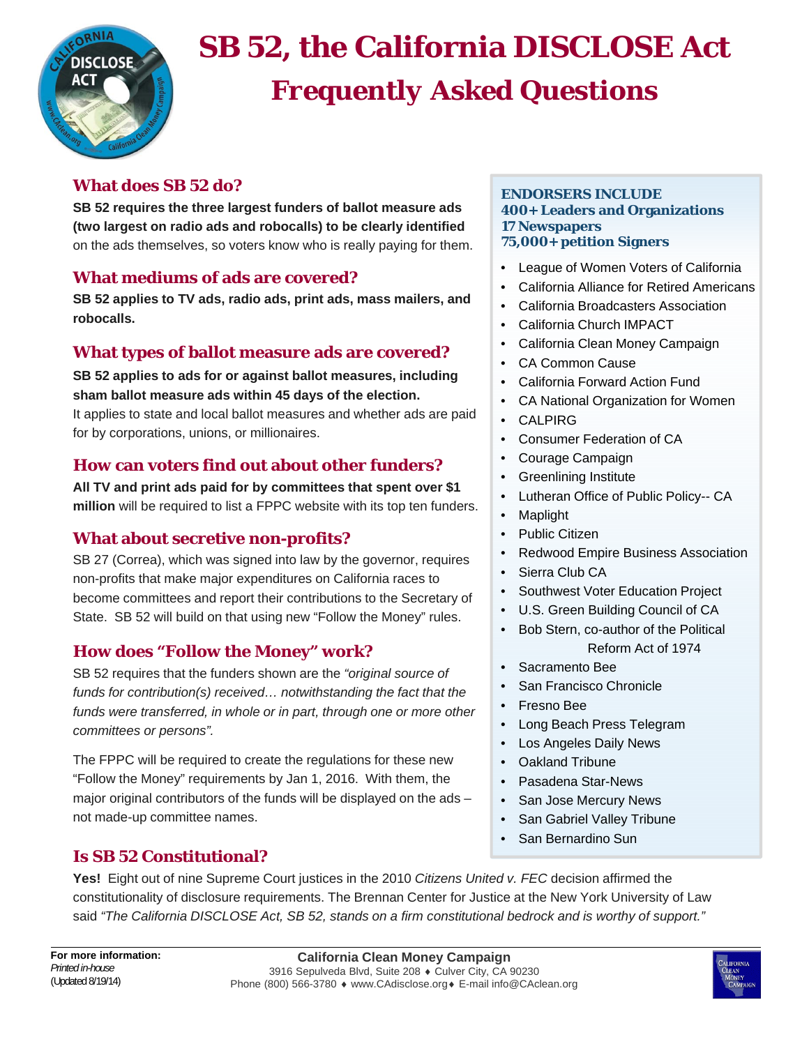# SB 52, the California DISCLOSE Act

## Frequently Asked Questions

### What does SB 52 do?

**SB 52 requires the three largest funders of ballot measure ads (two largest on radio ads and robocalls) to be clearly identified** on the ads themselves, so voters know who is really paying for them.

### What mediums of ads are covered?

**SB 52 applies to TV ads, radio ads, print ads, mass mailers, and robocalls.**

### What types of ballot measure ads are covered?

**SB 52 applies to ads for or against ballot measures, including sham ballot measure ads within 45 days of the election.** It applies to state and local ballot measures and whether ads are paid for by corporations, unions, or millionaires.

### How can voters find out about other funders?

**All TV and print ads paid for by committees that spent over $1 million** will be required to list a FPPC website with its top ten funders.

### What about secretive non-profits?

SB 27 (Correa), which was signed into law by the governor, requires non-profits that make major expenditures on California races to become committees and report their contributions to the Secretary of State. SB 52 will build on that using new "Follow the Money" rules.

### How does "Follow the Money" work?

SB 52 requires that the funders shown are the *"original source of funds for contribution(s) received… notwithstanding the fact that the funds were transferred, in whole or in part, through one or more other committees or persons".*

The FPPC will be required to create the regulations for these new "Follow the Money" requirements by Jan 1, 2016. With them, the major original contributors of the funds will be displayed on the ads – not made-up committee names.

**ENDORSERS INCLUDE**
**400+ Leaders and Organizations**
**17 Newspapers**
**75,000+ petition Signers**

- League of Women Voters of California
- California Alliance for Retired Americans
- California Broadcasters Association
- California Church IMPACT
- California Clean Money Campaign
- CA Common Cause
- California Forward Action Fund
- CA National Organization for Women
- CALPIRG
- Consumer Federation of CA
- Courage Campaign
- Greenlining Institute
- Lutheran Office of Public Policy-- CA
- Maplight
- Public Citizen
- Redwood Empire Business Association
- Sierra Club CA
- Southwest Voter Education Project
- U.S. Green Building Council of CA
- Bob Stern, co-author of the Political Reform Act of 1974
- Sacramento Bee
- San Francisco Chronicle
- Fresno Bee
- Long Beach Press Telegram
- Los Angeles Daily News
- Oakland Tribune
- Pasadena Star-News
- San Jose Mercury News
- San Gabriel Valley Tribune
- San Bernardino Sun

### Is SB 52 Constitutional?

**Yes!** Eight out of nine Supreme Court justices in the 2010 *Citizens United v. FEC* decision affirmed the constitutionality of disclosure requirements. The Brennan Center for Justice at the New York University of Law said *"The California DISCLOSE Act, SB 52, stands on a firm constitutional bedrock and is worthy of support."*

**For more information:**
*Printed in-house*
(Updated 8/19/14)

**California Clean Money Campaign**
3916 Sepulveda Blvd, Suite 208 ♦ Culver City, CA 90230
Phone (800) 566-3780 ♦ www.CAdisclose.org ♦ E-mail info@CAclean.org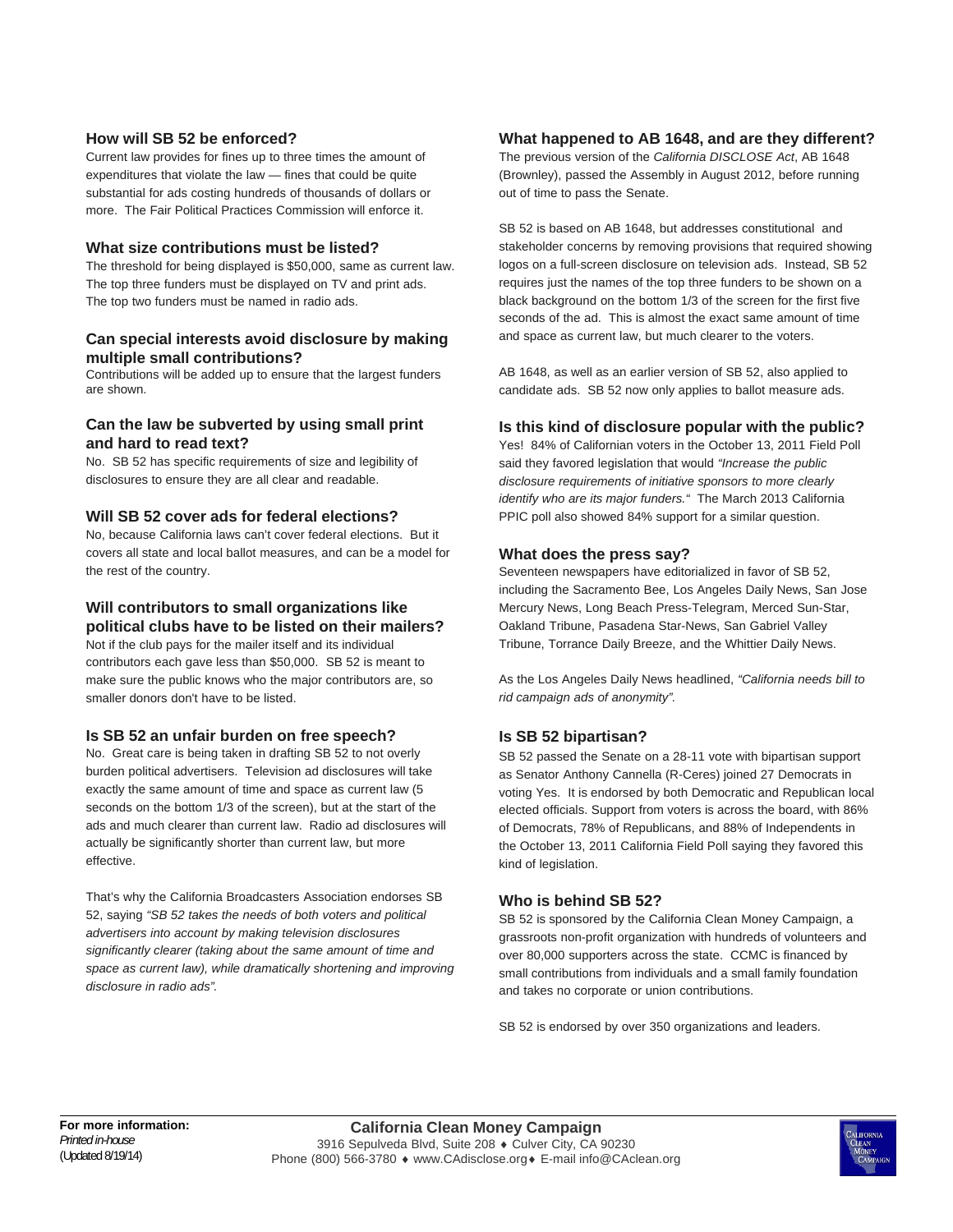### How will SB 52 be enforced?

Current law provides for fines up to three times the amount of expenditures that violate the law — fines that could be quite substantial for ads costing hundreds of thousands of dollars or more. The Fair Political Practices Commission will enforce it.

### What size contributions must be listed?

The threshold for being displayed is $50,000, same as current law. The top three funders must be displayed on TV and print ads. The top two funders must be named in radio ads.

### Can special interests avoid disclosure by making multiple small contributions?

Contributions will be added up to ensure that the largest funders are shown.

### Can the law be subverted by using small print and hard to read text?

No. SB 52 has specific requirements of size and legibility of disclosures to ensure they are all clear and readable.

### Will SB 52 cover ads for federal elections?

No, because California laws can't cover federal elections. But it covers all state and local ballot measures, and can be a model for the rest of the country.

### Will contributors to small organizations like political clubs have to be listed on their mailers?

Not if the club pays for the mailer itself and its individual contributors each gave less than $50,000. SB 52 is meant to make sure the public knows who the major contributors are, so smaller donors don't have to be listed.

### Is SB 52 an unfair burden on free speech?

No. Great care is being taken in drafting SB 52 to not overly burden political advertisers. Television ad disclosures will take exactly the same amount of time and space as current law (5 seconds on the bottom 1/3 of the screen), but at the start of the ads and much clearer than current law. Radio ad disclosures will actually be significantly shorter than current law, but more effective.

That's why the California Broadcasters Association endorses SB 52, saying *"SB 52 takes the needs of both voters and political advertisers into account by making television disclosures significantly clearer (taking about the same amount of time and space as current law), while dramatically shortening and improving disclosure in radio ads".*

### What happened to AB 1648, and are they different?

The previous version of the *California DISCLOSE Act*, AB 1648 (Brownley), passed the Assembly in August 2012, before running out of time to pass the Senate.

SB 52 is based on AB 1648, but addresses constitutional and stakeholder concerns by removing provisions that required showing logos on a full-screen disclosure on television ads. Instead, SB 52 requires just the names of the top three funders to be shown on a black background on the bottom 1/3 of the screen for the first five seconds of the ad. This is almost the exact same amount of time and space as current law, but much clearer to the voters.

AB 1648, as well as an earlier version of SB 52, also applied to candidate ads. SB 52 now only applies to ballot measure ads.

### Is this kind of disclosure popular with the public?

Yes! 84% of Californian voters in the October 13, 2011 Field Poll said they favored legislation that would *"Increase the public disclosure requirements of initiative sponsors to more clearly identify who are its major funders."* The March 2013 California PPIC poll also showed 84% support for a similar question.

### What does the press say?

Seventeen newspapers have editorialized in favor of SB 52, including the Sacramento Bee, Los Angeles Daily News, San Jose Mercury News, Long Beach Press-Telegram, Merced Sun-Star, Oakland Tribune, Pasadena Star-News, San Gabriel Valley Tribune, Torrance Daily Breeze, and the Whittier Daily News.

As the Los Angeles Daily News headlined, *"California needs bill to rid campaign ads of anonymity".*

### Is SB 52 bipartisan?

SB 52 passed the Senate on a 28-11 vote with bipartisan support as Senator Anthony Cannella (R-Ceres) joined 27 Democrats in voting Yes. It is endorsed by both Democratic and Republican local elected officials. Support from voters is across the board, with 86% of Democrats, 78% of Republicans, and 88% of Independents in the October 13, 2011 California Field Poll saying they favored this kind of legislation.

### Who is behind SB 52?

SB 52 is sponsored by the California Clean Money Campaign, a grassroots non-profit organization with hundreds of volunteers and over 80,000 supporters across the state. CCMC is financed by small contributions from individuals and a small family foundation and takes no corporate or union contributions.

SB 52 is endorsed by over 350 organizations and leaders.

---

**For more information:**
*Printed in-house*
(Updated 8/19/14)

**California Clean Money Campaign**
3916 Sepulveda Blvd, Suite 208 ♦ Culver City, CA 90230
Phone (800) 566-3780 ♦ www.CAdisclose.org ♦ E-mail info@CAclean.org